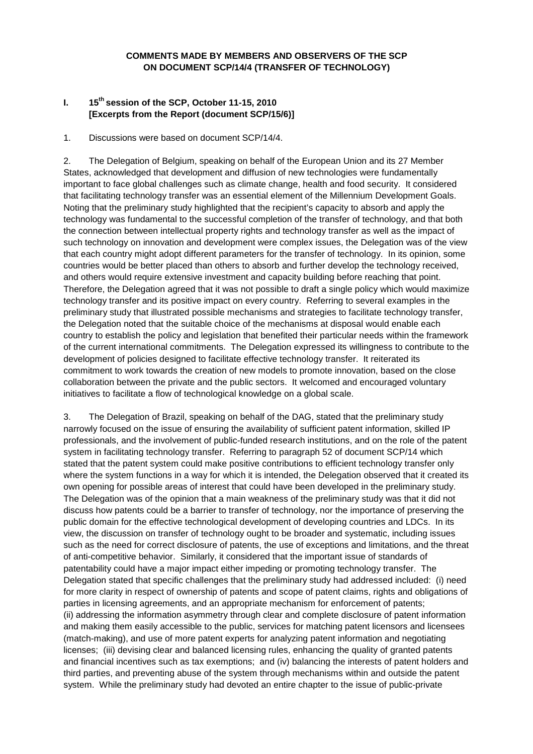**COMMENTS MADE BY MEMBERS AND OBSERVERS OF THE SCP ON DOCUMENT SCP/14/4 (TRANSFER OF TECHNOLOGY)**

## I. 15th session of the SCP, October 11-15, 2010 [Excerpts from the Report (document SCP/15/6)]

1. Discussions were based on document SCP/14/4.

2. The Delegation of Belgium, speaking on behalf of the European Union and its 27 Member States, acknowledged that development and diffusion of new technologies were fundamentally important to face global challenges such as climate change, health and food security. It considered that facilitating technology transfer was an essential element of the Millennium Development Goals. Noting that the preliminary study highlighted that the recipient's capacity to absorb and apply the technology was fundamental to the successful completion of the transfer of technology, and that both the connection between intellectual property rights and technology transfer as well as the impact of such technology on innovation and development were complex issues, the Delegation was of the view that each country might adopt different parameters for the transfer of technology. In its opinion, some countries would be better placed than others to absorb and further develop the technology received, and others would require extensive investment and capacity building before reaching that point. Therefore, the Delegation agreed that it was not possible to draft a single policy which would maximize technology transfer and its positive impact on every country. Referring to several examples in the preliminary study that illustrated possible mechanisms and strategies to facilitate technology transfer, the Delegation noted that the suitable choice of the mechanisms at disposal would enable each country to establish the policy and legislation that benefited their particular needs within the framework of the current international commitments. The Delegation expressed its willingness to contribute to the development of policies designed to facilitate effective technology transfer. It reiterated its commitment to work towards the creation of new models to promote innovation, based on the close collaboration between the private and the public sectors. It welcomed and encouraged voluntary initiatives to facilitate a flow of technological knowledge on a global scale.

3. The Delegation of Brazil, speaking on behalf of the DAG, stated that the preliminary study narrowly focused on the issue of ensuring the availability of sufficient patent information, skilled IP professionals, and the involvement of public-funded research institutions, and on the role of the patent system in facilitating technology transfer. Referring to paragraph 52 of document SCP/14 which stated that the patent system could make positive contributions to efficient technology transfer only where the system functions in a way for which it is intended, the Delegation observed that it created its own opening for possible areas of interest that could have been developed in the preliminary study. The Delegation was of the opinion that a main weakness of the preliminary study was that it did not discuss how patents could be a barrier to transfer of technology, nor the importance of preserving the public domain for the effective technological development of developing countries and LDCs. In its view, the discussion on transfer of technology ought to be broader and systematic, including issues such as the need for correct disclosure of patents, the use of exceptions and limitations, and the threat of anti-competitive behavior. Similarly, it considered that the important issue of standards of patentability could have a major impact either impeding or promoting technology transfer. The Delegation stated that specific challenges that the preliminary study had addressed included: (i) need for more clarity in respect of ownership of patents and scope of patent claims, rights and obligations of parties in licensing agreements, and an appropriate mechanism for enforcement of patents; (ii) addressing the information asymmetry through clear and complete disclosure of patent information and making them easily accessible to the public, services for matching patent licensors and licensees (match-making), and use of more patent experts for analyzing patent information and negotiating licenses; (iii) devising clear and balanced licensing rules, enhancing the quality of granted patents and financial incentives such as tax exemptions; and (iv) balancing the interests of patent holders and third parties, and preventing abuse of the system through mechanisms within and outside the patent system. While the preliminary study had devoted an entire chapter to the issue of public-private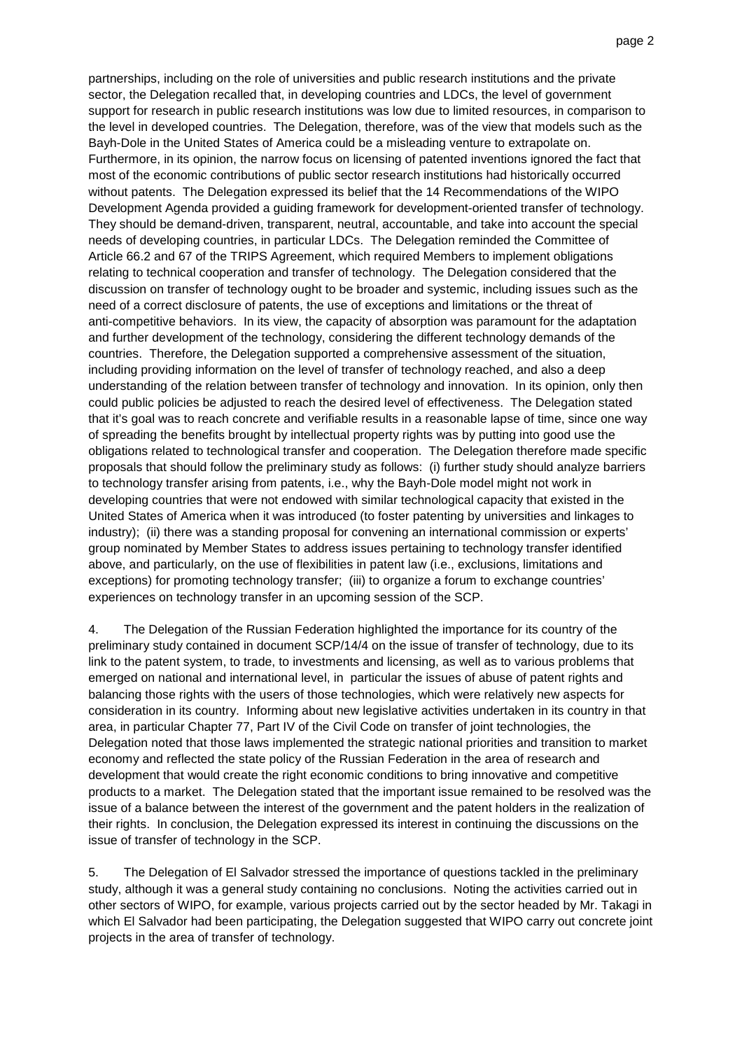partnerships, including on the role of universities and public research institutions and the private sector, the Delegation recalled that, in developing countries and LDCs, the level of government support for research in public research institutions was low due to limited resources, in comparison to the level in developed countries. The Delegation, therefore, was of the view that models such as the Bayh-Dole in the United States of America could be a misleading venture to extrapolate on. Furthermore, in its opinion, the narrow focus on licensing of patented inventions ignored the fact that most of the economic contributions of public sector research institutions had historically occurred without patents. The Delegation expressed its belief that the 14 Recommendations of the WIPO Development Agenda provided a guiding framework for development-oriented transfer of technology. They should be demand-driven, transparent, neutral, accountable, and take into account the special needs of developing countries, in particular LDCs. The Delegation reminded the Committee of Article 66.2 and 67 of the TRIPS Agreement, which required Members to implement obligations relating to technical cooperation and transfer of technology. The Delegation considered that the discussion on transfer of technology ought to be broader and systemic, including issues such as the need of a correct disclosure of patents, the use of exceptions and limitations or the threat of anti-competitive behaviors. In its view, the capacity of absorption was paramount for the adaptation and further development of the technology, considering the different technology demands of the countries. Therefore, the Delegation supported a comprehensive assessment of the situation, including providing information on the level of transfer of technology reached, and also a deep understanding of the relation between transfer of technology and innovation. In its opinion, only then could public policies be adjusted to reach the desired level of effectiveness. The Delegation stated that it's goal was to reach concrete and verifiable results in a reasonable lapse of time, since one way of spreading the benefits brought by intellectual property rights was by putting into good use the obligations related to technological transfer and cooperation. The Delegation therefore made specific proposals that should follow the preliminary study as follows: (i) further study should analyze barriers to technology transfer arising from patents, i.e., why the Bayh-Dole model might not work in developing countries that were not endowed with similar technological capacity that existed in the United States of America when it was introduced (to foster patenting by universities and linkages to industry); (ii) there was a standing proposal for convening an international commission or experts' group nominated by Member States to address issues pertaining to technology transfer identified above, and particularly, on the use of flexibilities in patent law (i.e., exclusions, limitations and exceptions) for promoting technology transfer; (iii) to organize a forum to exchange countries' experiences on technology transfer in an upcoming session of the SCP.

4. The Delegation of the Russian Federation highlighted the importance for its country of the preliminary study contained in document SCP/14/4 on the issue of transfer of technology, due to its link to the patent system, to trade, to investments and licensing, as well as to various problems that emerged on national and international level, in particular the issues of abuse of patent rights and balancing those rights with the users of those technologies, which were relatively new aspects for consideration in its country. Informing about new legislative activities undertaken in its country in that area, in particular Chapter 77, Part IV of the Civil Code on transfer of joint technologies, the Delegation noted that those laws implemented the strategic national priorities and transition to market economy and reflected the state policy of the Russian Federation in the area of research and development that would create the right economic conditions to bring innovative and competitive products to a market. The Delegation stated that the important issue remained to be resolved was the issue of a balance between the interest of the government and the patent holders in the realization of their rights. In conclusion, the Delegation expressed its interest in continuing the discussions on the issue of transfer of technology in the SCP.

5. The Delegation of El Salvador stressed the importance of questions tackled in the preliminary study, although it was a general study containing no conclusions. Noting the activities carried out in other sectors of WIPO, for example, various projects carried out by the sector headed by Mr. Takagi in which El Salvador had been participating, the Delegation suggested that WIPO carry out concrete joint projects in the area of transfer of technology.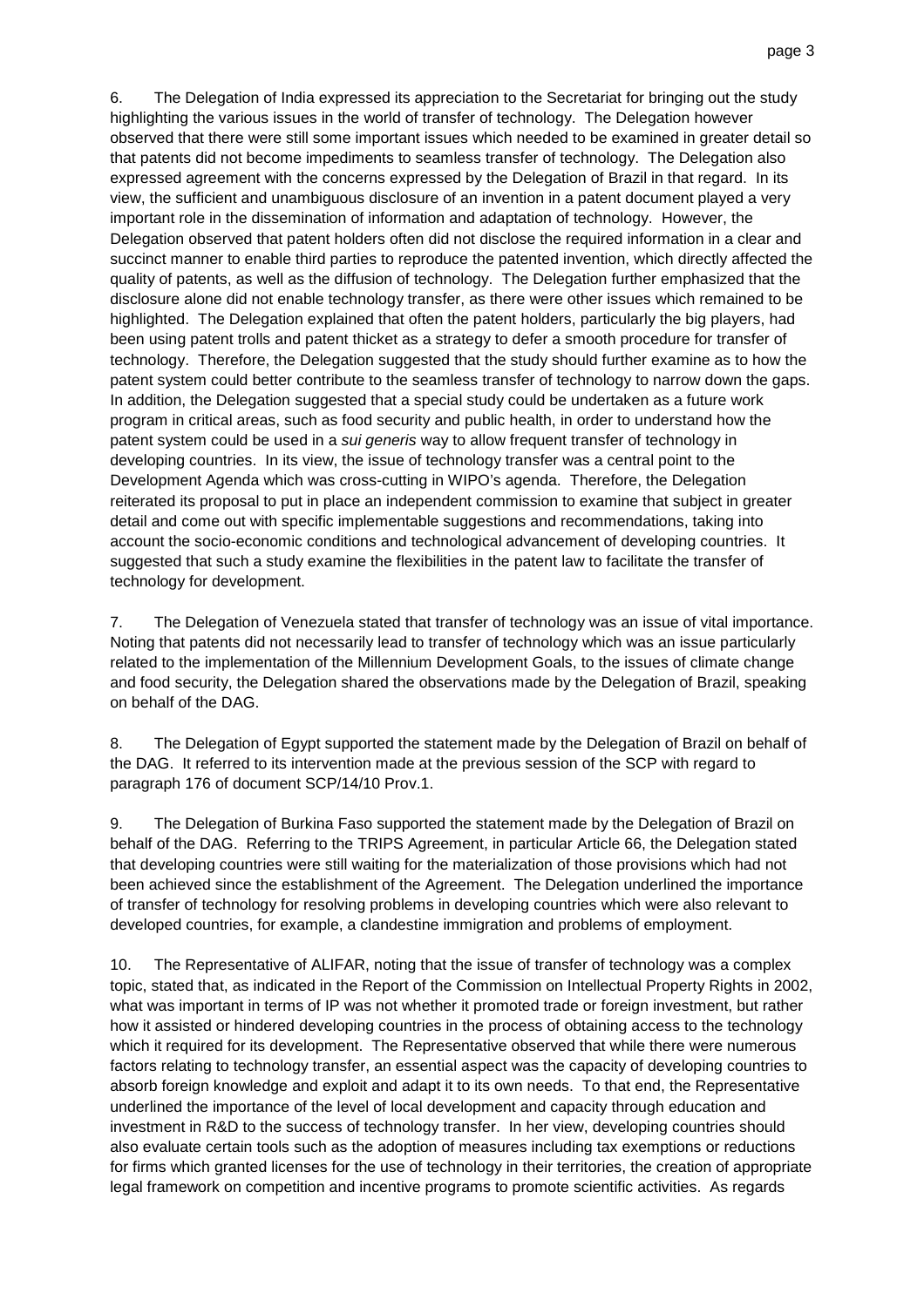6. The Delegation of India expressed its appreciation to the Secretariat for bringing out the study highlighting the various issues in the world of transfer of technology. The Delegation however observed that there were still some important issues which needed to be examined in greater detail so that patents did not become impediments to seamless transfer of technology. The Delegation also expressed agreement with the concerns expressed by the Delegation of Brazil in that regard. In its view, the sufficient and unambiguous disclosure of an invention in a patent document played a very important role in the dissemination of information and adaptation of technology. However, the Delegation observed that patent holders often did not disclose the required information in a clear and succinct manner to enable third parties to reproduce the patented invention, which directly affected the quality of patents, as well as the diffusion of technology. The Delegation further emphasized that the disclosure alone did not enable technology transfer, as there were other issues which remained to be highlighted. The Delegation explained that often the patent holders, particularly the big players, had been using patent trolls and patent thicket as a strategy to defer a smooth procedure for transfer of technology. Therefore, the Delegation suggested that the study should further examine as to how the patent system could better contribute to the seamless transfer of technology to narrow down the gaps. In addition, the Delegation suggested that a special study could be undertaken as a future work program in critical areas, such as food security and public health, in order to understand how the patent system could be used in a *sui generis* way to allow frequent transfer of technology in developing countries. In its view, the issue of technology transfer was a central point to the Development Agenda which was cross-cutting in WIPO's agenda. Therefore, the Delegation reiterated its proposal to put in place an independent commission to examine that subject in greater detail and come out with specific implementable suggestions and recommendations, taking into account the socio-economic conditions and technological advancement of developing countries. It suggested that such a study examine the flexibilities in the patent law to facilitate the transfer of technology for development.

7. The Delegation of Venezuela stated that transfer of technology was an issue of vital importance. Noting that patents did not necessarily lead to transfer of technology which was an issue particularly related to the implementation of the Millennium Development Goals, to the issues of climate change and food security, the Delegation shared the observations made by the Delegation of Brazil, speaking on behalf of the DAG.

8. The Delegation of Egypt supported the statement made by the Delegation of Brazil on behalf of the DAG. It referred to its intervention made at the previous session of the SCP with regard to paragraph 176 of document SCP/14/10 Prov.1.

9. The Delegation of Burkina Faso supported the statement made by the Delegation of Brazil on behalf of the DAG. Referring to the TRIPS Agreement, in particular Article 66, the Delegation stated that developing countries were still waiting for the materialization of those provisions which had not been achieved since the establishment of the Agreement. The Delegation underlined the importance of transfer of technology for resolving problems in developing countries which were also relevant to developed countries, for example, a clandestine immigration and problems of employment.

10. The Representative of ALIFAR, noting that the issue of transfer of technology was a complex topic, stated that, as indicated in the Report of the Commission on Intellectual Property Rights in 2002, what was important in terms of IP was not whether it promoted trade or foreign investment, but rather how it assisted or hindered developing countries in the process of obtaining access to the technology which it required for its development. The Representative observed that while there were numerous factors relating to technology transfer, an essential aspect was the capacity of developing countries to absorb foreign knowledge and exploit and adapt it to its own needs. To that end, the Representative underlined the importance of the level of local development and capacity through education and investment in R&D to the success of technology transfer. In her view, developing countries should also evaluate certain tools such as the adoption of measures including tax exemptions or reductions for firms which granted licenses for the use of technology in their territories, the creation of appropriate legal framework on competition and incentive programs to promote scientific activities. As regards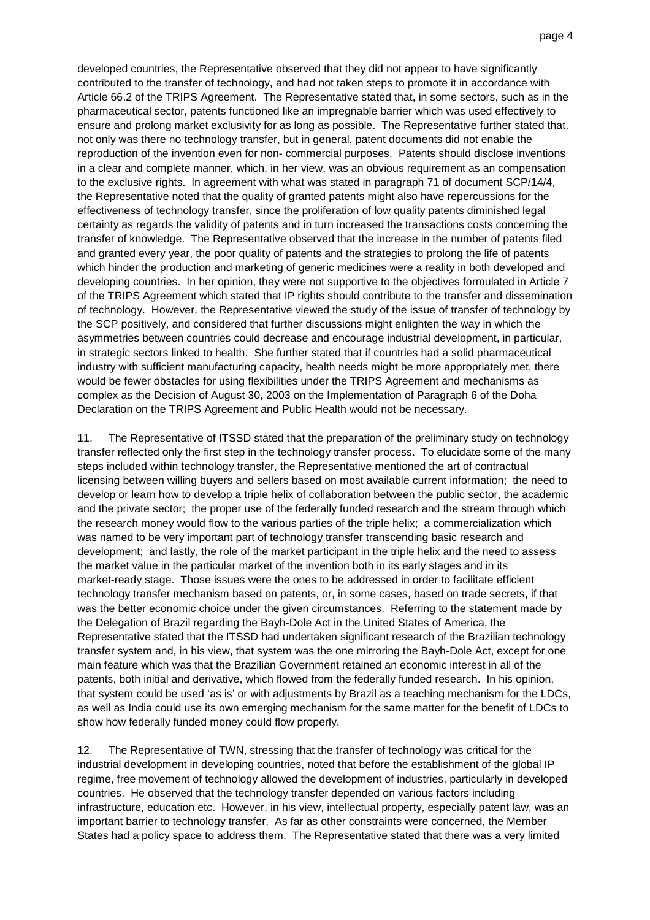developed countries, the Representative observed that they did not appear to have significantly contributed to the transfer of technology, and had not taken steps to promote it in accordance with Article 66.2 of the TRIPS Agreement. The Representative stated that, in some sectors, such as in the pharmaceutical sector, patents functioned like an impregnable barrier which was used effectively to ensure and prolong market exclusivity for as long as possible. The Representative further stated that, not only was there no technology transfer, but in general, patent documents did not enable the reproduction of the invention even for non- commercial purposes. Patents should disclose inventions in a clear and complete manner, which, in her view, was an obvious requirement as an compensation to the exclusive rights. In agreement with what was stated in paragraph 71 of document SCP/14/4, the Representative noted that the quality of granted patents might also have repercussions for the effectiveness of technology transfer, since the proliferation of low quality patents diminished legal certainty as regards the validity of patents and in turn increased the transactions costs concerning the transfer of knowledge. The Representative observed that the increase in the number of patents filed and granted every year, the poor quality of patents and the strategies to prolong the life of patents which hinder the production and marketing of generic medicines were a reality in both developed and developing countries. In her opinion, they were not supportive to the objectives formulated in Article 7 of the TRIPS Agreement which stated that IP rights should contribute to the transfer and dissemination of technology. However, the Representative viewed the study of the issue of transfer of technology by the SCP positively, and considered that further discussions might enlighten the way in which the asymmetries between countries could decrease and encourage industrial development, in particular, in strategic sectors linked to health. She further stated that if countries had a solid pharmaceutical industry with sufficient manufacturing capacity, health needs might be more appropriately met, there would be fewer obstacles for using flexibilities under the TRIPS Agreement and mechanisms as complex as the Decision of August 30, 2003 on the Implementation of Paragraph 6 of the Doha Declaration on the TRIPS Agreement and Public Health would not be necessary.

11. The Representative of ITSSD stated that the preparation of the preliminary study on technology transfer reflected only the first step in the technology transfer process. To elucidate some of the many steps included within technology transfer, the Representative mentioned the art of contractual licensing between willing buyers and sellers based on most available current information; the need to develop or learn how to develop a triple helix of collaboration between the public sector, the academic and the private sector; the proper use of the federally funded research and the stream through which the research money would flow to the various parties of the triple helix; a commercialization which was named to be very important part of technology transfer transcending basic research and development; and lastly, the role of the market participant in the triple helix and the need to assess the market value in the particular market of the invention both in its early stages and in its market-ready stage. Those issues were the ones to be addressed in order to facilitate efficient technology transfer mechanism based on patents, or, in some cases, based on trade secrets, if that was the better economic choice under the given circumstances. Referring to the statement made by the Delegation of Brazil regarding the Bayh-Dole Act in the United States of America, the Representative stated that the ITSSD had undertaken significant research of the Brazilian technology transfer system and, in his view, that system was the one mirroring the Bayh-Dole Act, except for one main feature which was that the Brazilian Government retained an economic interest in all of the patents, both initial and derivative, which flowed from the federally funded research. In his opinion, that system could be used 'as is' or with adjustments by Brazil as a teaching mechanism for the LDCs, as well as India could use its own emerging mechanism for the same matter for the benefit of LDCs to show how federally funded money could flow properly.

12. The Representative of TWN, stressing that the transfer of technology was critical for the industrial development in developing countries, noted that before the establishment of the global IP regime, free movement of technology allowed the development of industries, particularly in developed countries. He observed that the technology transfer depended on various factors including infrastructure, education etc. However, in his view, intellectual property, especially patent law, was an important barrier to technology transfer. As far as other constraints were concerned, the Member States had a policy space to address them. The Representative stated that there was a very limited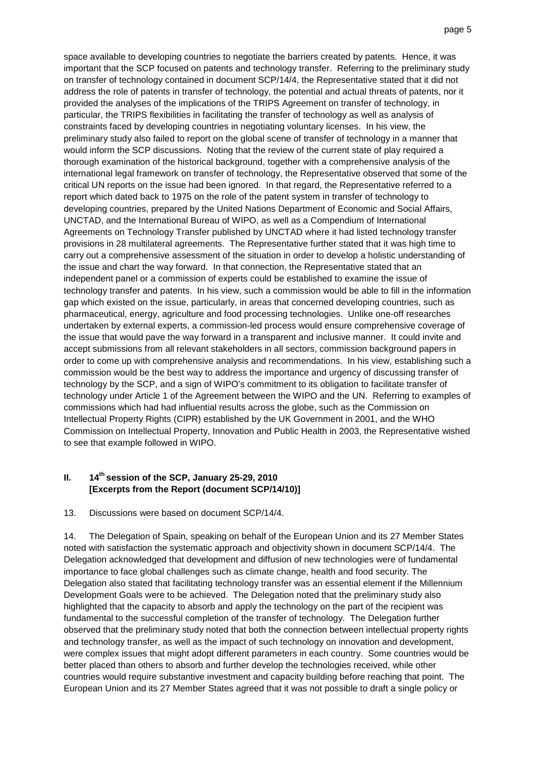space available to developing countries to negotiate the barriers created by patents. Hence, it was important that the SCP focused on patents and technology transfer. Referring to the preliminary study on transfer of technology contained in document SCP/14/4, the Representative stated that it did not address the role of patents in transfer of technology, the potential and actual threats of patents, nor it provided the analyses of the implications of the TRIPS Agreement on transfer of technology, in particular, the TRIPS flexibilities in facilitating the transfer of technology as well as analysis of constraints faced by developing countries in negotiating voluntary licenses. In his view, the preliminary study also failed to report on the global scene of transfer of technology in a manner that would inform the SCP discussions. Noting that the review of the current state of play required a thorough examination of the historical background, together with a comprehensive analysis of the international legal framework on transfer of technology, the Representative observed that some of the critical UN reports on the issue had been ignored. In that regard, the Representative referred to a report which dated back to 1975 on the role of the patent system in transfer of technology to developing countries, prepared by the United Nations Department of Economic and Social Affairs, UNCTAD, and the International Bureau of WIPO, as well as a Compendium of International Agreements on Technology Transfer published by UNCTAD where it had listed technology transfer provisions in 28 multilateral agreements. The Representative further stated that it was high time to carry out a comprehensive assessment of the situation in order to develop a holistic understanding of the issue and chart the way forward. In that connection, the Representative stated that an independent panel or a commission of experts could be established to examine the issue of technology transfer and patents. In his view, such a commission would be able to fill in the information gap which existed on the issue, particularly, in areas that concerned developing countries, such as pharmaceutical, energy, agriculture and food processing technologies. Unlike one-off researches undertaken by external experts, a commission-led process would ensure comprehensive coverage of the issue that would pave the way forward in a transparent and inclusive manner. It could invite and accept submissions from all relevant stakeholders in all sectors, commission background papers in order to come up with comprehensive analysis and recommendations. In his view, establishing such a commission would be the best way to address the importance and urgency of discussing transfer of technology by the SCP, and a sign of WIPO's commitment to its obligation to facilitate transfer of technology under Article 1 of the Agreement between the WIPO and the UN. Referring to examples of commissions which had had influential results across the globe, such as the Commission on Intellectual Property Rights (CIPR) established by the UK Government in 2001, and the WHO Commission on Intellectual Property, Innovation and Public Health in 2003, the Representative wished to see that example followed in WIPO.

## II. 14th session of the SCP, January 25-29, 2010 [Excerpts from the Report (document SCP/14/10)]

13. Discussions were based on document SCP/14/4.

14. The Delegation of Spain, speaking on behalf of the European Union and its 27 Member States noted with satisfaction the systematic approach and objectivity shown in document SCP/14/4. The Delegation acknowledged that development and diffusion of new technologies were of fundamental importance to face global challenges such as climate change, health and food security. The Delegation also stated that facilitating technology transfer was an essential element if the Millennium Development Goals were to be achieved. The Delegation noted that the preliminary study also highlighted that the capacity to absorb and apply the technology on the part of the recipient was fundamental to the successful completion of the transfer of technology. The Delegation further observed that the preliminary study noted that both the connection between intellectual property rights and technology transfer, as well as the impact of such technology on innovation and development, were complex issues that might adopt different parameters in each country. Some countries would be better placed than others to absorb and further develop the technologies received, while other countries would require substantive investment and capacity building before reaching that point. The European Union and its 27 Member States agreed that it was not possible to draft a single policy or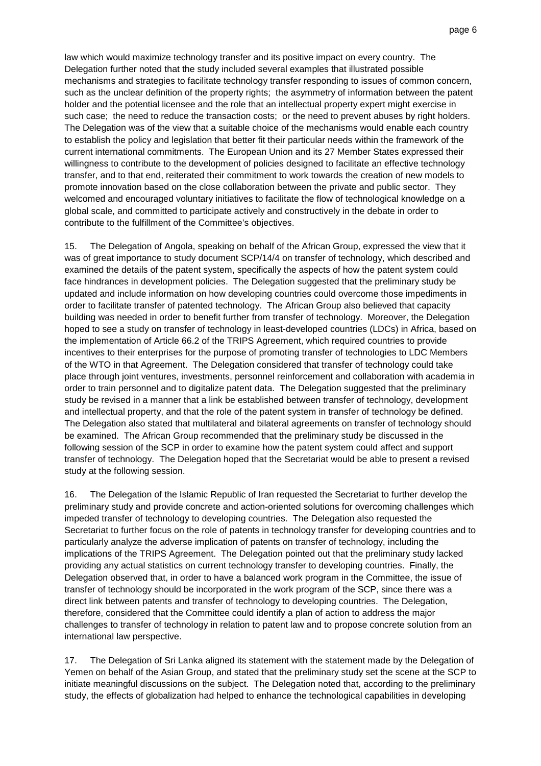law which would maximize technology transfer and its positive impact on every country. The Delegation further noted that the study included several examples that illustrated possible mechanisms and strategies to facilitate technology transfer responding to issues of common concern, such as the unclear definition of the property rights; the asymmetry of information between the patent holder and the potential licensee and the role that an intellectual property expert might exercise in such case; the need to reduce the transaction costs; or the need to prevent abuses by right holders. The Delegation was of the view that a suitable choice of the mechanisms would enable each country to establish the policy and legislation that better fit their particular needs within the framework of the current international commitments. The European Union and its 27 Member States expressed their willingness to contribute to the development of policies designed to facilitate an effective technology transfer, and to that end, reiterated their commitment to work towards the creation of new models to promote innovation based on the close collaboration between the private and public sector. They welcomed and encouraged voluntary initiatives to facilitate the flow of technological knowledge on a global scale, and committed to participate actively and constructively in the debate in order to contribute to the fulfillment of the Committee's objectives.

15. The Delegation of Angola, speaking on behalf of the African Group, expressed the view that it was of great importance to study document SCP/14/4 on transfer of technology, which described and examined the details of the patent system, specifically the aspects of how the patent system could face hindrances in development policies. The Delegation suggested that the preliminary study be updated and include information on how developing countries could overcome those impediments in order to facilitate transfer of patented technology. The African Group also believed that capacity building was needed in order to benefit further from transfer of technology. Moreover, the Delegation hoped to see a study on transfer of technology in least-developed countries (LDCs) in Africa, based on the implementation of Article 66.2 of the TRIPS Agreement, which required countries to provide incentives to their enterprises for the purpose of promoting transfer of technologies to LDC Members of the WTO in that Agreement. The Delegation considered that transfer of technology could take place through joint ventures, investments, personnel reinforcement and collaboration with academia in order to train personnel and to digitalize patent data. The Delegation suggested that the preliminary study be revised in a manner that a link be established between transfer of technology, development and intellectual property, and that the role of the patent system in transfer of technology be defined. The Delegation also stated that multilateral and bilateral agreements on transfer of technology should be examined. The African Group recommended that the preliminary study be discussed in the following session of the SCP in order to examine how the patent system could affect and support transfer of technology. The Delegation hoped that the Secretariat would be able to present a revised study at the following session.

16. The Delegation of the Islamic Republic of Iran requested the Secretariat to further develop the preliminary study and provide concrete and action-oriented solutions for overcoming challenges which impeded transfer of technology to developing countries. The Delegation also requested the Secretariat to further focus on the role of patents in technology transfer for developing countries and to particularly analyze the adverse implication of patents on transfer of technology, including the implications of the TRIPS Agreement. The Delegation pointed out that the preliminary study lacked providing any actual statistics on current technology transfer to developing countries. Finally, the Delegation observed that, in order to have a balanced work program in the Committee, the issue of transfer of technology should be incorporated in the work program of the SCP, since there was a direct link between patents and transfer of technology to developing countries. The Delegation, therefore, considered that the Committee could identify a plan of action to address the major challenges to transfer of technology in relation to patent law and to propose concrete solution from an international law perspective.

17. The Delegation of Sri Lanka aligned its statement with the statement made by the Delegation of Yemen on behalf of the Asian Group, and stated that the preliminary study set the scene at the SCP to initiate meaningful discussions on the subject. The Delegation noted that, according to the preliminary study, the effects of globalization had helped to enhance the technological capabilities in developing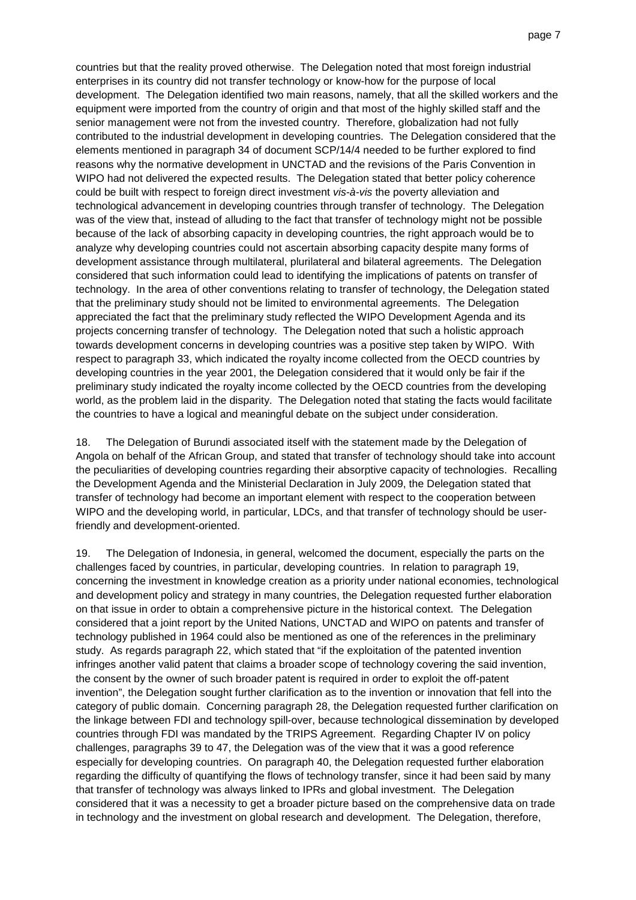countries but that the reality proved otherwise. The Delegation noted that most foreign industrial enterprises in its country did not transfer technology or know-how for the purpose of local development. The Delegation identified two main reasons, namely, that all the skilled workers and the equipment were imported from the country of origin and that most of the highly skilled staff and the senior management were not from the invested country. Therefore, globalization had not fully contributed to the industrial development in developing countries. The Delegation considered that the elements mentioned in paragraph 34 of document SCP/14/4 needed to be further explored to find reasons why the normative development in UNCTAD and the revisions of the Paris Convention in WIPO had not delivered the expected results. The Delegation stated that better policy coherence could be built with respect to foreign direct investment *vis-à-vis* the poverty alleviation and technological advancement in developing countries through transfer of technology. The Delegation was of the view that, instead of alluding to the fact that transfer of technology might not be possible because of the lack of absorbing capacity in developing countries, the right approach would be to analyze why developing countries could not ascertain absorbing capacity despite many forms of development assistance through multilateral, plurilateral and bilateral agreements. The Delegation considered that such information could lead to identifying the implications of patents on transfer of technology. In the area of other conventions relating to transfer of technology, the Delegation stated that the preliminary study should not be limited to environmental agreements. The Delegation appreciated the fact that the preliminary study reflected the WIPO Development Agenda and its projects concerning transfer of technology. The Delegation noted that such a holistic approach towards development concerns in developing countries was a positive step taken by WIPO. With respect to paragraph 33, which indicated the royalty income collected from the OECD countries by developing countries in the year 2001, the Delegation considered that it would only be fair if the preliminary study indicated the royalty income collected by the OECD countries from the developing world, as the problem laid in the disparity. The Delegation noted that stating the facts would facilitate the countries to have a logical and meaningful debate on the subject under consideration.

18. The Delegation of Burundi associated itself with the statement made by the Delegation of Angola on behalf of the African Group, and stated that transfer of technology should take into account the peculiarities of developing countries regarding their absorptive capacity of technologies. Recalling the Development Agenda and the Ministerial Declaration in July 2009, the Delegation stated that transfer of technology had become an important element with respect to the cooperation between WIPO and the developing world, in particular, LDCs, and that transfer of technology should be user-friendly and development-oriented.

19. The Delegation of Indonesia, in general, welcomed the document, especially the parts on the challenges faced by countries, in particular, developing countries. In relation to paragraph 19, concerning the investment in knowledge creation as a priority under national economies, technological and development policy and strategy in many countries, the Delegation requested further elaboration on that issue in order to obtain a comprehensive picture in the historical context. The Delegation considered that a joint report by the United Nations, UNCTAD and WIPO on patents and transfer of technology published in 1964 could also be mentioned as one of the references in the preliminary study. As regards paragraph 22, which stated that "if the exploitation of the patented invention infringes another valid patent that claims a broader scope of technology covering the said invention, the consent by the owner of such broader patent is required in order to exploit the off-patent invention", the Delegation sought further clarification as to the invention or innovation that fell into the category of public domain. Concerning paragraph 28, the Delegation requested further clarification on the linkage between FDI and technology spill-over, because technological dissemination by developed countries through FDI was mandated by the TRIPS Agreement. Regarding Chapter IV on policy challenges, paragraphs 39 to 47, the Delegation was of the view that it was a good reference especially for developing countries. On paragraph 40, the Delegation requested further elaboration regarding the difficulty of quantifying the flows of technology transfer, since it had been said by many that transfer of technology was always linked to IPRs and global investment. The Delegation considered that it was a necessity to get a broader picture based on the comprehensive data on trade in technology and the investment on global research and development. The Delegation, therefore,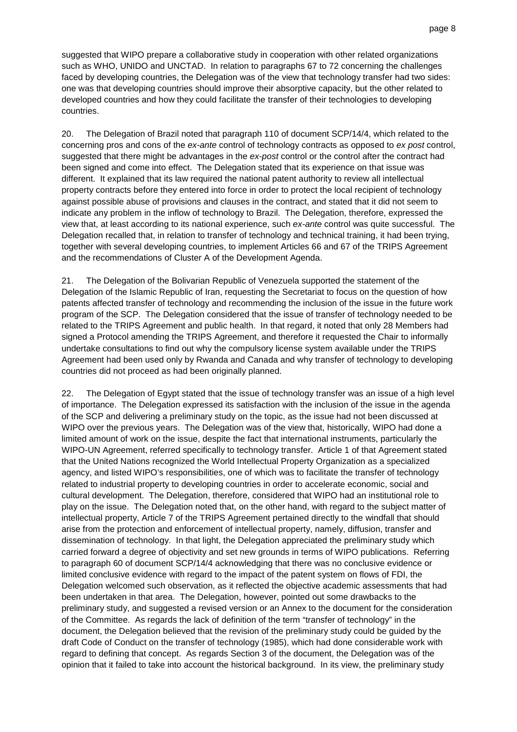suggested that WIPO prepare a collaborative study in cooperation with other related organizations such as WHO, UNIDO and UNCTAD. In relation to paragraphs 67 to 72 concerning the challenges faced by developing countries, the Delegation was of the view that technology transfer had two sides: one was that developing countries should improve their absorptive capacity, but the other related to developed countries and how they could facilitate the transfer of their technologies to developing countries.

20. The Delegation of Brazil noted that paragraph 110 of document SCP/14/4, which related to the concerning pros and cons of the *ex-ante* control of technology contracts as opposed to *ex post* control, suggested that there might be advantages in the *ex-post* control or the control after the contract had been signed and come into effect. The Delegation stated that its experience on that issue was different. It explained that its law required the national patent authority to review all intellectual property contracts before they entered into force in order to protect the local recipient of technology against possible abuse of provisions and clauses in the contract, and stated that it did not seem to indicate any problem in the inflow of technology to Brazil. The Delegation, therefore, expressed the view that, at least according to its national experience, such *ex-ante* control was quite successful. The Delegation recalled that, in relation to transfer of technology and technical training, it had been trying, together with several developing countries, to implement Articles 66 and 67 of the TRIPS Agreement and the recommendations of Cluster A of the Development Agenda.

21. The Delegation of the Bolivarian Republic of Venezuela supported the statement of the Delegation of the Islamic Republic of Iran, requesting the Secretariat to focus on the question of how patents affected transfer of technology and recommending the inclusion of the issue in the future work program of the SCP. The Delegation considered that the issue of transfer of technology needed to be related to the TRIPS Agreement and public health. In that regard, it noted that only 28 Members had signed a Protocol amending the TRIPS Agreement, and therefore it requested the Chair to informally undertake consultations to find out why the compulsory license system available under the TRIPS Agreement had been used only by Rwanda and Canada and why transfer of technology to developing countries did not proceed as had been originally planned.

22. The Delegation of Egypt stated that the issue of technology transfer was an issue of a high level of importance. The Delegation expressed its satisfaction with the inclusion of the issue in the agenda of the SCP and delivering a preliminary study on the topic, as the issue had not been discussed at WIPO over the previous years. The Delegation was of the view that, historically, WIPO had done a limited amount of work on the issue, despite the fact that international instruments, particularly the WIPO-UN Agreement, referred specifically to technology transfer. Article 1 of that Agreement stated that the United Nations recognized the World Intellectual Property Organization as a specialized agency, and listed WIPO's responsibilities, one of which was to facilitate the transfer of technology related to industrial property to developing countries in order to accelerate economic, social and cultural development. The Delegation, therefore, considered that WIPO had an institutional role to play on the issue. The Delegation noted that, on the other hand, with regard to the subject matter of intellectual property, Article 7 of the TRIPS Agreement pertained directly to the windfall that should arise from the protection and enforcement of intellectual property, namely, diffusion, transfer and dissemination of technology. In that light, the Delegation appreciated the preliminary study which carried forward a degree of objectivity and set new grounds in terms of WIPO publications. Referring to paragraph 60 of document SCP/14/4 acknowledging that there was no conclusive evidence or limited conclusive evidence with regard to the impact of the patent system on flows of FDI, the Delegation welcomed such observation, as it reflected the objective academic assessments that had been undertaken in that area. The Delegation, however, pointed out some drawbacks to the preliminary study, and suggested a revised version or an Annex to the document for the consideration of the Committee. As regards the lack of definition of the term "transfer of technology" in the document, the Delegation believed that the revision of the preliminary study could be guided by the draft Code of Conduct on the transfer of technology (1985), which had done considerable work with regard to defining that concept. As regards Section 3 of the document, the Delegation was of the opinion that it failed to take into account the historical background. In its view, the preliminary study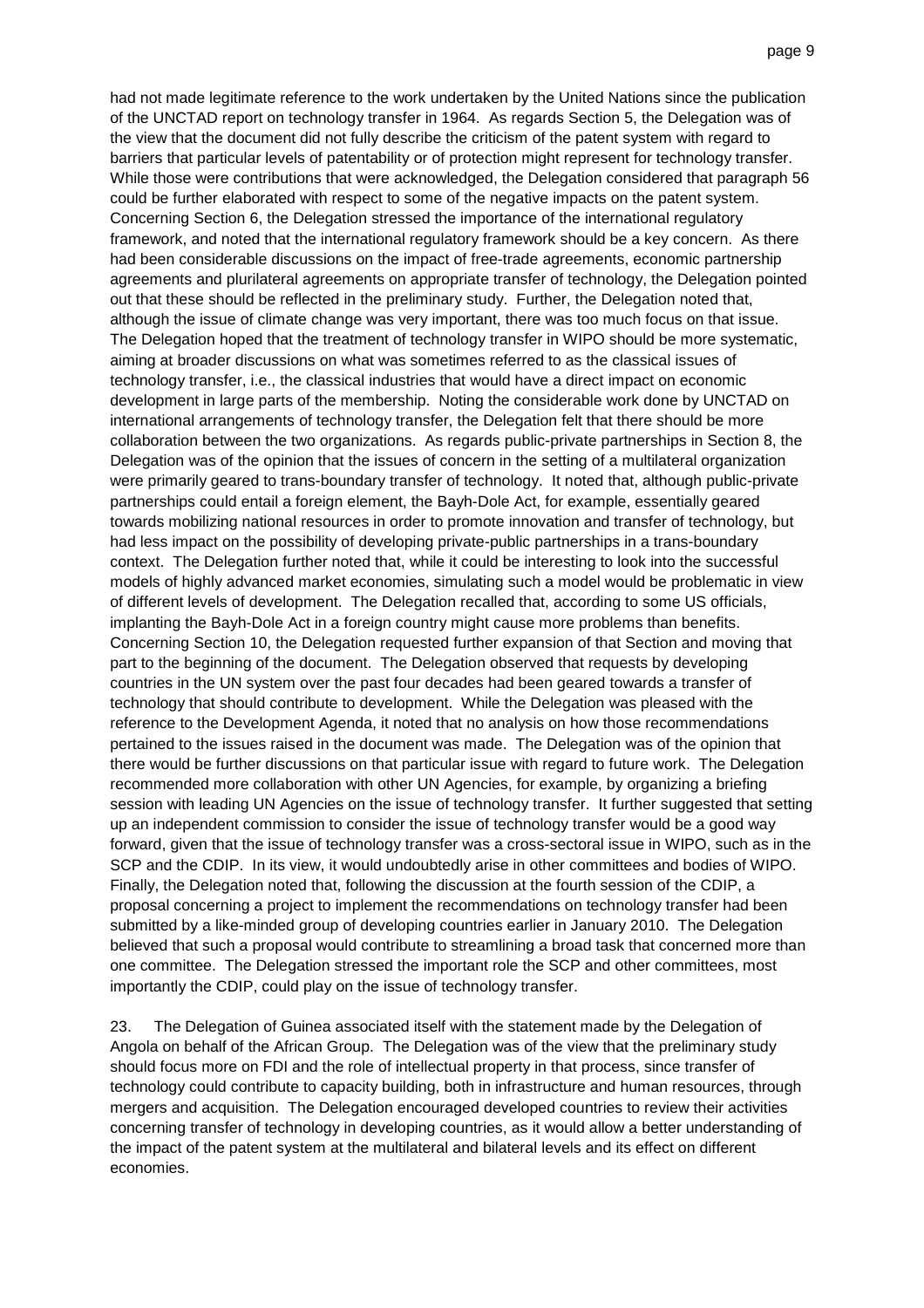had not made legitimate reference to the work undertaken by the United Nations since the publication of the UNCTAD report on technology transfer in 1964. As regards Section 5, the Delegation was of the view that the document did not fully describe the criticism of the patent system with regard to barriers that particular levels of patentability or of protection might represent for technology transfer. While those were contributions that were acknowledged, the Delegation considered that paragraph 56 could be further elaborated with respect to some of the negative impacts on the patent system. Concerning Section 6, the Delegation stressed the importance of the international regulatory framework, and noted that the international regulatory framework should be a key concern. As there had been considerable discussions on the impact of free-trade agreements, economic partnership agreements and plurilateral agreements on appropriate transfer of technology, the Delegation pointed out that these should be reflected in the preliminary study. Further, the Delegation noted that, although the issue of climate change was very important, there was too much focus on that issue. The Delegation hoped that the treatment of technology transfer in WIPO should be more systematic, aiming at broader discussions on what was sometimes referred to as the classical issues of technology transfer, i.e., the classical industries that would have a direct impact on economic development in large parts of the membership. Noting the considerable work done by UNCTAD on international arrangements of technology transfer, the Delegation felt that there should be more collaboration between the two organizations. As regards public-private partnerships in Section 8, the Delegation was of the opinion that the issues of concern in the setting of a multilateral organization were primarily geared to trans-boundary transfer of technology. It noted that, although public-private partnerships could entail a foreign element, the Bayh-Dole Act, for example, essentially geared towards mobilizing national resources in order to promote innovation and transfer of technology, but had less impact on the possibility of developing private-public partnerships in a trans-boundary context. The Delegation further noted that, while it could be interesting to look into the successful models of highly advanced market economies, simulating such a model would be problematic in view of different levels of development. The Delegation recalled that, according to some US officials, implanting the Bayh-Dole Act in a foreign country might cause more problems than benefits. Concerning Section 10, the Delegation requested further expansion of that Section and moving that part to the beginning of the document. The Delegation observed that requests by developing countries in the UN system over the past four decades had been geared towards a transfer of technology that should contribute to development. While the Delegation was pleased with the reference to the Development Agenda, it noted that no analysis on how those recommendations pertained to the issues raised in the document was made. The Delegation was of the opinion that there would be further discussions on that particular issue with regard to future work. The Delegation recommended more collaboration with other UN Agencies, for example, by organizing a briefing session with leading UN Agencies on the issue of technology transfer. It further suggested that setting up an independent commission to consider the issue of technology transfer would be a good way forward, given that the issue of technology transfer was a cross-sectoral issue in WIPO, such as in the SCP and the CDIP. In its view, it would undoubtedly arise in other committees and bodies of WIPO. Finally, the Delegation noted that, following the discussion at the fourth session of the CDIP, a proposal concerning a project to implement the recommendations on technology transfer had been submitted by a like-minded group of developing countries earlier in January 2010. The Delegation believed that such a proposal would contribute to streamlining a broad task that concerned more than one committee. The Delegation stressed the important role the SCP and other committees, most importantly the CDIP, could play on the issue of technology transfer.

23. The Delegation of Guinea associated itself with the statement made by the Delegation of Angola on behalf of the African Group. The Delegation was of the view that the preliminary study should focus more on FDI and the role of intellectual property in that process, since transfer of technology could contribute to capacity building, both in infrastructure and human resources, through mergers and acquisition. The Delegation encouraged developed countries to review their activities concerning transfer of technology in developing countries, as it would allow a better understanding of the impact of the patent system at the multilateral and bilateral levels and its effect on different economies.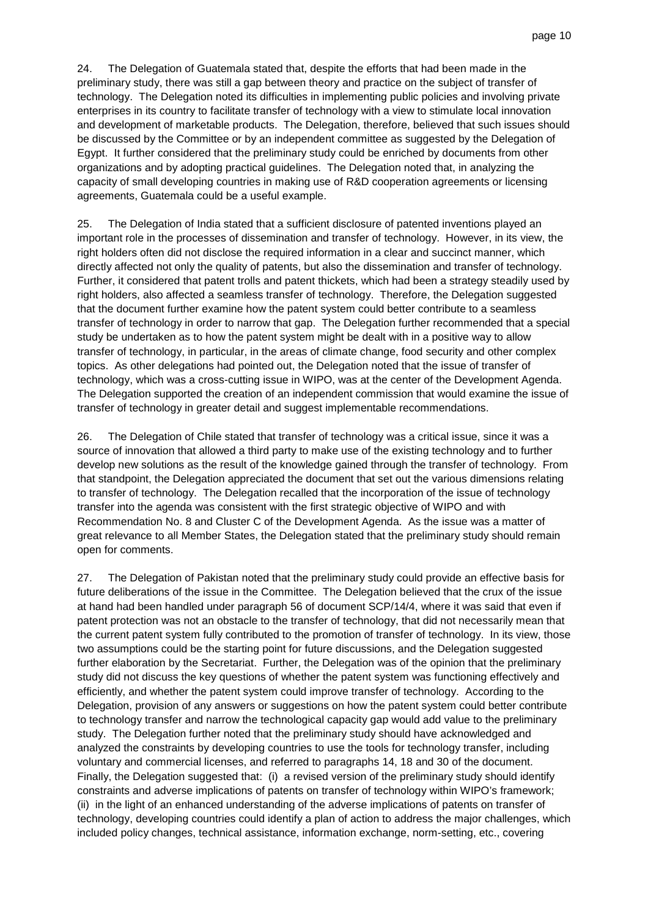24. The Delegation of Guatemala stated that, despite the efforts that had been made in the preliminary study, there was still a gap between theory and practice on the subject of transfer of technology. The Delegation noted its difficulties in implementing public policies and involving private enterprises in its country to facilitate transfer of technology with a view to stimulate local innovation and development of marketable products. The Delegation, therefore, believed that such issues should be discussed by the Committee or by an independent committee as suggested by the Delegation of Egypt. It further considered that the preliminary study could be enriched by documents from other organizations and by adopting practical guidelines. The Delegation noted that, in analyzing the capacity of small developing countries in making use of R&D cooperation agreements or licensing agreements, Guatemala could be a useful example.

25. The Delegation of India stated that a sufficient disclosure of patented inventions played an important role in the processes of dissemination and transfer of technology. However, in its view, the right holders often did not disclose the required information in a clear and succinct manner, which directly affected not only the quality of patents, but also the dissemination and transfer of technology. Further, it considered that patent trolls and patent thickets, which had been a strategy steadily used by right holders, also affected a seamless transfer of technology. Therefore, the Delegation suggested that the document further examine how the patent system could better contribute to a seamless transfer of technology in order to narrow that gap. The Delegation further recommended that a special study be undertaken as to how the patent system might be dealt with in a positive way to allow transfer of technology, in particular, in the areas of climate change, food security and other complex topics. As other delegations had pointed out, the Delegation noted that the issue of transfer of technology, which was a cross-cutting issue in WIPO, was at the center of the Development Agenda. The Delegation supported the creation of an independent commission that would examine the issue of transfer of technology in greater detail and suggest implementable recommendations.

26. The Delegation of Chile stated that transfer of technology was a critical issue, since it was a source of innovation that allowed a third party to make use of the existing technology and to further develop new solutions as the result of the knowledge gained through the transfer of technology. From that standpoint, the Delegation appreciated the document that set out the various dimensions relating to transfer of technology. The Delegation recalled that the incorporation of the issue of technology transfer into the agenda was consistent with the first strategic objective of WIPO and with Recommendation No. 8 and Cluster C of the Development Agenda. As the issue was a matter of great relevance to all Member States, the Delegation stated that the preliminary study should remain open for comments.

27. The Delegation of Pakistan noted that the preliminary study could provide an effective basis for future deliberations of the issue in the Committee. The Delegation believed that the crux of the issue at hand had been handled under paragraph 56 of document SCP/14/4, where it was said that even if patent protection was not an obstacle to the transfer of technology, that did not necessarily mean that the current patent system fully contributed to the promotion of transfer of technology. In its view, those two assumptions could be the starting point for future discussions, and the Delegation suggested further elaboration by the Secretariat. Further, the Delegation was of the opinion that the preliminary study did not discuss the key questions of whether the patent system was functioning effectively and efficiently, and whether the patent system could improve transfer of technology. According to the Delegation, provision of any answers or suggestions on how the patent system could better contribute to technology transfer and narrow the technological capacity gap would add value to the preliminary study. The Delegation further noted that the preliminary study should have acknowledged and analyzed the constraints by developing countries to use the tools for technology transfer, including voluntary and commercial licenses, and referred to paragraphs 14, 18 and 30 of the document. Finally, the Delegation suggested that: (i) a revised version of the preliminary study should identify constraints and adverse implications of patents on transfer of technology within WIPO's framework; (ii) in the light of an enhanced understanding of the adverse implications of patents on transfer of technology, developing countries could identify a plan of action to address the major challenges, which included policy changes, technical assistance, information exchange, norm-setting, etc., covering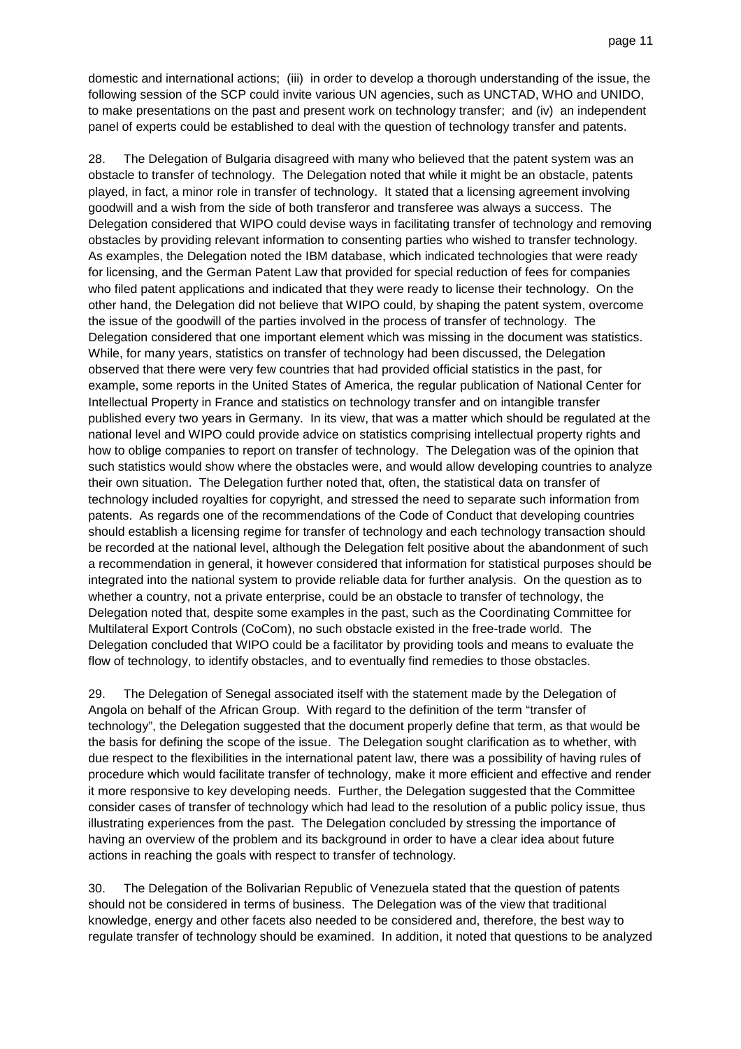domestic and international actions; (iii) in order to develop a thorough understanding of the issue, the following session of the SCP could invite various UN agencies, such as UNCTAD, WHO and UNIDO, to make presentations on the past and present work on technology transfer; and (iv) an independent panel of experts could be established to deal with the question of technology transfer and patents.

28. The Delegation of Bulgaria disagreed with many who believed that the patent system was an obstacle to transfer of technology. The Delegation noted that while it might be an obstacle, patents played, in fact, a minor role in transfer of technology. It stated that a licensing agreement involving goodwill and a wish from the side of both transferor and transferee was always a success. The Delegation considered that WIPO could devise ways in facilitating transfer of technology and removing obstacles by providing relevant information to consenting parties who wished to transfer technology. As examples, the Delegation noted the IBM database, which indicated technologies that were ready for licensing, and the German Patent Law that provided for special reduction of fees for companies who filed patent applications and indicated that they were ready to license their technology. On the other hand, the Delegation did not believe that WIPO could, by shaping the patent system, overcome the issue of the goodwill of the parties involved in the process of transfer of technology. The Delegation considered that one important element which was missing in the document was statistics. While, for many years, statistics on transfer of technology had been discussed, the Delegation observed that there were very few countries that had provided official statistics in the past, for example, some reports in the United States of America, the regular publication of National Center for Intellectual Property in France and statistics on technology transfer and on intangible transfer published every two years in Germany. In its view, that was a matter which should be regulated at the national level and WIPO could provide advice on statistics comprising intellectual property rights and how to oblige companies to report on transfer of technology. The Delegation was of the opinion that such statistics would show where the obstacles were, and would allow developing countries to analyze their own situation. The Delegation further noted that, often, the statistical data on transfer of technology included royalties for copyright, and stressed the need to separate such information from patents. As regards one of the recommendations of the Code of Conduct that developing countries should establish a licensing regime for transfer of technology and each technology transaction should be recorded at the national level, although the Delegation felt positive about the abandonment of such a recommendation in general, it however considered that information for statistical purposes should be integrated into the national system to provide reliable data for further analysis. On the question as to whether a country, not a private enterprise, could be an obstacle to transfer of technology, the Delegation noted that, despite some examples in the past, such as the Coordinating Committee for Multilateral Export Controls (CoCom), no such obstacle existed in the free-trade world. The Delegation concluded that WIPO could be a facilitator by providing tools and means to evaluate the flow of technology, to identify obstacles, and to eventually find remedies to those obstacles.

29. The Delegation of Senegal associated itself with the statement made by the Delegation of Angola on behalf of the African Group. With regard to the definition of the term "transfer of technology", the Delegation suggested that the document properly define that term, as that would be the basis for defining the scope of the issue. The Delegation sought clarification as to whether, with due respect to the flexibilities in the international patent law, there was a possibility of having rules of procedure which would facilitate transfer of technology, make it more efficient and effective and render it more responsive to key developing needs. Further, the Delegation suggested that the Committee consider cases of transfer of technology which had lead to the resolution of a public policy issue, thus illustrating experiences from the past. The Delegation concluded by stressing the importance of having an overview of the problem and its background in order to have a clear idea about future actions in reaching the goals with respect to transfer of technology.

30. The Delegation of the Bolivarian Republic of Venezuela stated that the question of patents should not be considered in terms of business. The Delegation was of the view that traditional knowledge, energy and other facets also needed to be considered and, therefore, the best way to regulate transfer of technology should be examined. In addition, it noted that questions to be analyzed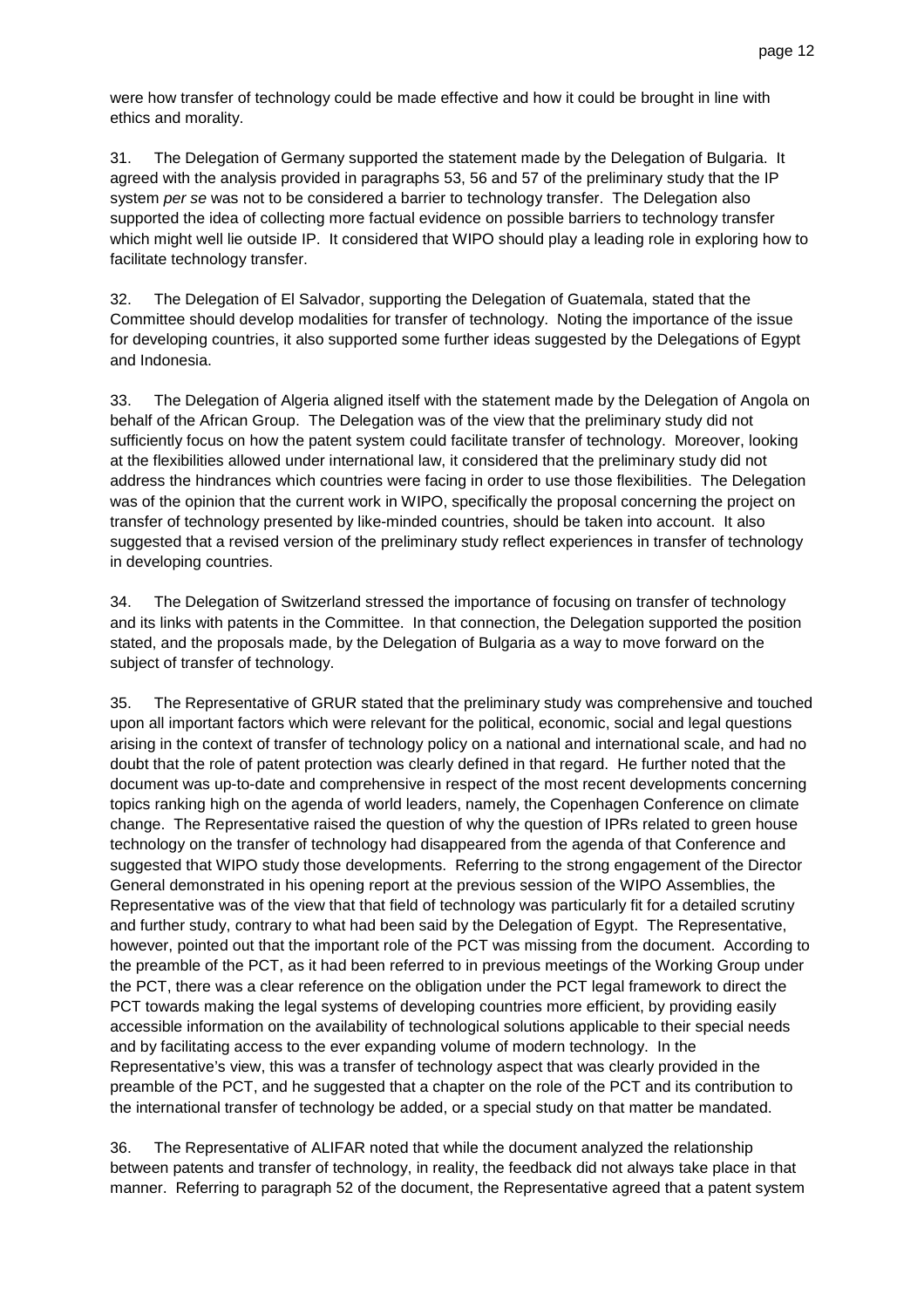were how transfer of technology could be made effective and how it could be brought in line with ethics and morality.

31. The Delegation of Germany supported the statement made by the Delegation of Bulgaria. It agreed with the analysis provided in paragraphs 53, 56 and 57 of the preliminary study that the IP system *per se* was not to be considered a barrier to technology transfer. The Delegation also supported the idea of collecting more factual evidence on possible barriers to technology transfer which might well lie outside IP. It considered that WIPO should play a leading role in exploring how to facilitate technology transfer.

32. The Delegation of El Salvador, supporting the Delegation of Guatemala, stated that the Committee should develop modalities for transfer of technology. Noting the importance of the issue for developing countries, it also supported some further ideas suggested by the Delegations of Egypt and Indonesia.

33. The Delegation of Algeria aligned itself with the statement made by the Delegation of Angola on behalf of the African Group. The Delegation was of the view that the preliminary study did not sufficiently focus on how the patent system could facilitate transfer of technology. Moreover, looking at the flexibilities allowed under international law, it considered that the preliminary study did not address the hindrances which countries were facing in order to use those flexibilities. The Delegation was of the opinion that the current work in WIPO, specifically the proposal concerning the project on transfer of technology presented by like-minded countries, should be taken into account. It also suggested that a revised version of the preliminary study reflect experiences in transfer of technology in developing countries.

34. The Delegation of Switzerland stressed the importance of focusing on transfer of technology and its links with patents in the Committee. In that connection, the Delegation supported the position stated, and the proposals made, by the Delegation of Bulgaria as a way to move forward on the subject of transfer of technology.

35. The Representative of GRUR stated that the preliminary study was comprehensive and touched upon all important factors which were relevant for the political, economic, social and legal questions arising in the context of transfer of technology policy on a national and international scale, and had no doubt that the role of patent protection was clearly defined in that regard. He further noted that the document was up-to-date and comprehensive in respect of the most recent developments concerning topics ranking high on the agenda of world leaders, namely, the Copenhagen Conference on climate change. The Representative raised the question of why the question of IPRs related to green house technology on the transfer of technology had disappeared from the agenda of that Conference and suggested that WIPO study those developments. Referring to the strong engagement of the Director General demonstrated in his opening report at the previous session of the WIPO Assemblies, the Representative was of the view that that field of technology was particularly fit for a detailed scrutiny and further study, contrary to what had been said by the Delegation of Egypt. The Representative, however, pointed out that the important role of the PCT was missing from the document. According to the preamble of the PCT, as it had been referred to in previous meetings of the Working Group under the PCT, there was a clear reference on the obligation under the PCT legal framework to direct the PCT towards making the legal systems of developing countries more efficient, by providing easily accessible information on the availability of technological solutions applicable to their special needs and by facilitating access to the ever expanding volume of modern technology. In the Representative's view, this was a transfer of technology aspect that was clearly provided in the preamble of the PCT, and he suggested that a chapter on the role of the PCT and its contribution to the international transfer of technology be added, or a special study on that matter be mandated.

36. The Representative of ALIFAR noted that while the document analyzed the relationship between patents and transfer of technology, in reality, the feedback did not always take place in that manner. Referring to paragraph 52 of the document, the Representative agreed that a patent system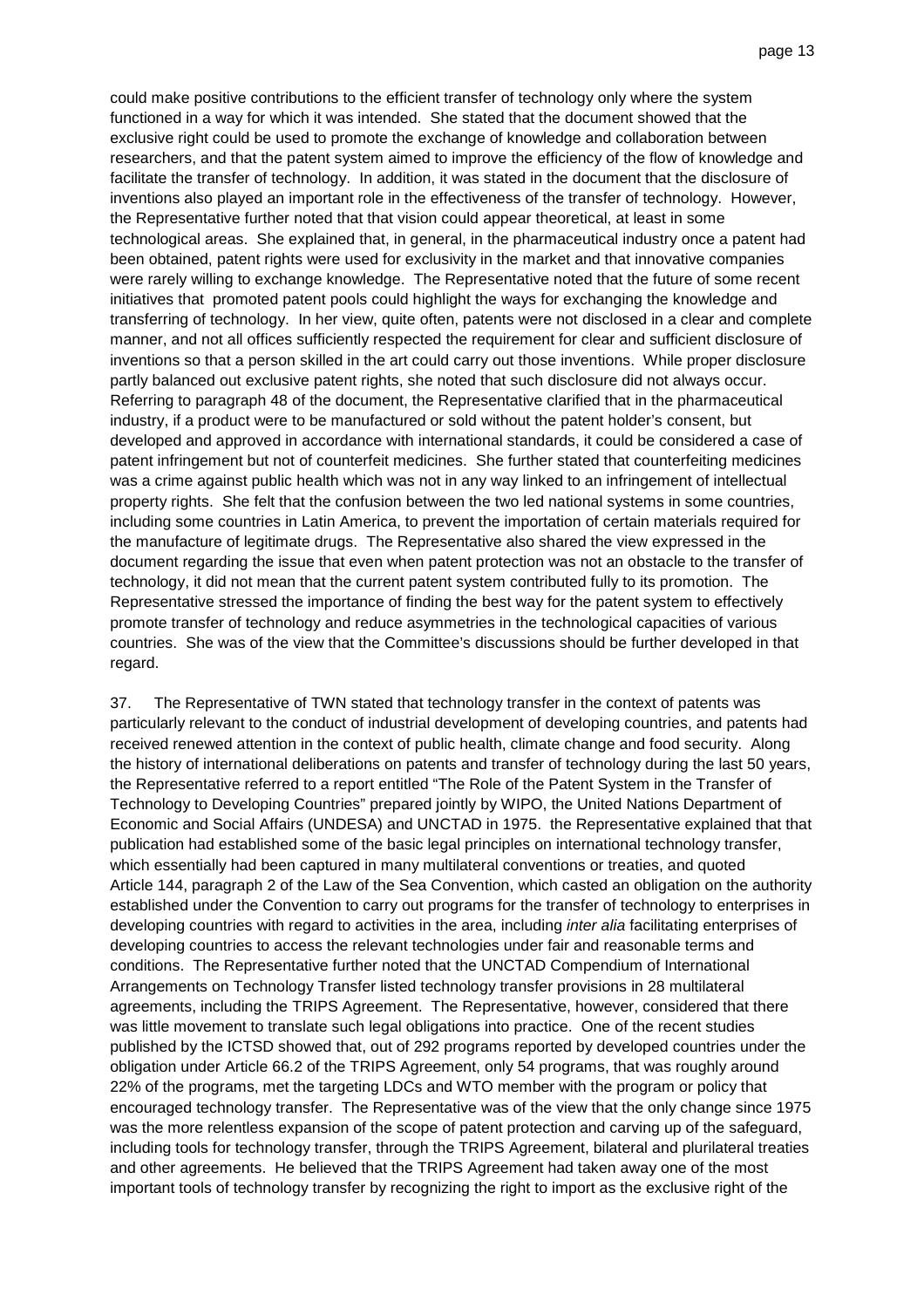could make positive contributions to the efficient transfer of technology only where the system functioned in a way for which it was intended. She stated that the document showed that the exclusive right could be used to promote the exchange of knowledge and collaboration between researchers, and that the patent system aimed to improve the efficiency of the flow of knowledge and facilitate the transfer of technology. In addition, it was stated in the document that the disclosure of inventions also played an important role in the effectiveness of the transfer of technology. However, the Representative further noted that that vision could appear theoretical, at least in some technological areas. She explained that, in general, in the pharmaceutical industry once a patent had been obtained, patent rights were used for exclusivity in the market and that innovative companies were rarely willing to exchange knowledge. The Representative noted that the future of some recent initiatives that promoted patent pools could highlight the ways for exchanging the knowledge and transferring of technology. In her view, quite often, patents were not disclosed in a clear and complete manner, and not all offices sufficiently respected the requirement for clear and sufficient disclosure of inventions so that a person skilled in the art could carry out those inventions. While proper disclosure partly balanced out exclusive patent rights, she noted that such disclosure did not always occur. Referring to paragraph 48 of the document, the Representative clarified that in the pharmaceutical industry, if a product were to be manufactured or sold without the patent holder's consent, but developed and approved in accordance with international standards, it could be considered a case of patent infringement but not of counterfeit medicines. She further stated that counterfeiting medicines was a crime against public health which was not in any way linked to an infringement of intellectual property rights. She felt that the confusion between the two led national systems in some countries, including some countries in Latin America, to prevent the importation of certain materials required for the manufacture of legitimate drugs. The Representative also shared the view expressed in the document regarding the issue that even when patent protection was not an obstacle to the transfer of technology, it did not mean that the current patent system contributed fully to its promotion. The Representative stressed the importance of finding the best way for the patent system to effectively promote transfer of technology and reduce asymmetries in the technological capacities of various countries. She was of the view that the Committee's discussions should be further developed in that regard.

37. The Representative of TWN stated that technology transfer in the context of patents was particularly relevant to the conduct of industrial development of developing countries, and patents had received renewed attention in the context of public health, climate change and food security. Along the history of international deliberations on patents and transfer of technology during the last 50 years, the Representative referred to a report entitled "The Role of the Patent System in the Transfer of Technology to Developing Countries" prepared jointly by WIPO, the United Nations Department of Economic and Social Affairs (UNDESA) and UNCTAD in 1975. the Representative explained that that publication had established some of the basic legal principles on international technology transfer, which essentially had been captured in many multilateral conventions or treaties, and quoted Article 144, paragraph 2 of the Law of the Sea Convention, which casted an obligation on the authority established under the Convention to carry out programs for the transfer of technology to enterprises in developing countries with regard to activities in the area, including *inter alia* facilitating enterprises of developing countries to access the relevant technologies under fair and reasonable terms and conditions. The Representative further noted that the UNCTAD Compendium of International Arrangements on Technology Transfer listed technology transfer provisions in 28 multilateral agreements, including the TRIPS Agreement. The Representative, however, considered that there was little movement to translate such legal obligations into practice. One of the recent studies published by the ICTSD showed that, out of 292 programs reported by developed countries under the obligation under Article 66.2 of the TRIPS Agreement, only 54 programs, that was roughly around 22% of the programs, met the targeting LDCs and WTO member with the program or policy that encouraged technology transfer. The Representative was of the view that the only change since 1975 was the more relentless expansion of the scope of patent protection and carving up of the safeguard, including tools for technology transfer, through the TRIPS Agreement, bilateral and plurilateral treaties and other agreements. He believed that the TRIPS Agreement had taken away one of the most important tools of technology transfer by recognizing the right to import as the exclusive right of the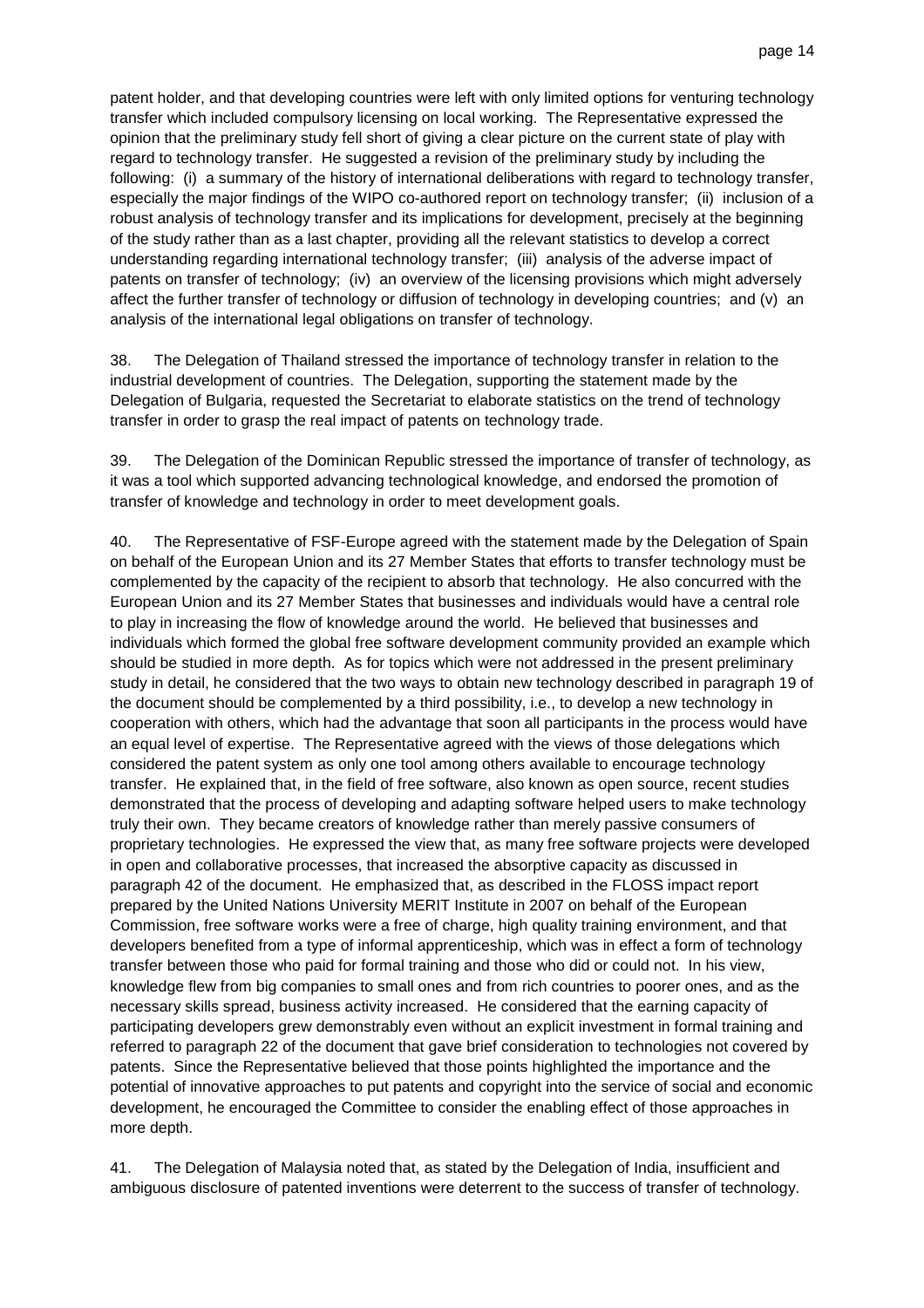patent holder, and that developing countries were left with only limited options for venturing technology transfer which included compulsory licensing on local working. The Representative expressed the opinion that the preliminary study fell short of giving a clear picture on the current state of play with regard to technology transfer. He suggested a revision of the preliminary study by including the following: (i) a summary of the history of international deliberations with regard to technology transfer, especially the major findings of the WIPO co-authored report on technology transfer; (ii) inclusion of a robust analysis of technology transfer and its implications for development, precisely at the beginning of the study rather than as a last chapter, providing all the relevant statistics to develop a correct understanding regarding international technology transfer; (iii) analysis of the adverse impact of patents on transfer of technology; (iv) an overview of the licensing provisions which might adversely affect the further transfer of technology or diffusion of technology in developing countries; and (v) an analysis of the international legal obligations on transfer of technology.

38. The Delegation of Thailand stressed the importance of technology transfer in relation to the industrial development of countries. The Delegation, supporting the statement made by the Delegation of Bulgaria, requested the Secretariat to elaborate statistics on the trend of technology transfer in order to grasp the real impact of patents on technology trade.

39. The Delegation of the Dominican Republic stressed the importance of transfer of technology, as it was a tool which supported advancing technological knowledge, and endorsed the promotion of transfer of knowledge and technology in order to meet development goals.

40. The Representative of FSF-Europe agreed with the statement made by the Delegation of Spain on behalf of the European Union and its 27 Member States that efforts to transfer technology must be complemented by the capacity of the recipient to absorb that technology. He also concurred with the European Union and its 27 Member States that businesses and individuals would have a central role to play in increasing the flow of knowledge around the world. He believed that businesses and individuals which formed the global free software development community provided an example which should be studied in more depth. As for topics which were not addressed in the present preliminary study in detail, he considered that the two ways to obtain new technology described in paragraph 19 of the document should be complemented by a third possibility, i.e., to develop a new technology in cooperation with others, which had the advantage that soon all participants in the process would have an equal level of expertise. The Representative agreed with the views of those delegations which considered the patent system as only one tool among others available to encourage technology transfer. He explained that, in the field of free software, also known as open source, recent studies demonstrated that the process of developing and adapting software helped users to make technology truly their own. They became creators of knowledge rather than merely passive consumers of proprietary technologies. He expressed the view that, as many free software projects were developed in open and collaborative processes, that increased the absorptive capacity as discussed in paragraph 42 of the document. He emphasized that, as described in the FLOSS impact report prepared by the United Nations University MERIT Institute in 2007 on behalf of the European Commission, free software works were a free of charge, high quality training environment, and that developers benefited from a type of informal apprenticeship, which was in effect a form of technology transfer between those who paid for formal training and those who did or could not. In his view, knowledge flew from big companies to small ones and from rich countries to poorer ones, and as the necessary skills spread, business activity increased. He considered that the earning capacity of participating developers grew demonstrably even without an explicit investment in formal training and referred to paragraph 22 of the document that gave brief consideration to technologies not covered by patents. Since the Representative believed that those points highlighted the importance and the potential of innovative approaches to put patents and copyright into the service of social and economic development, he encouraged the Committee to consider the enabling effect of those approaches in more depth.

41. The Delegation of Malaysia noted that, as stated by the Delegation of India, insufficient and ambiguous disclosure of patented inventions were deterrent to the success of transfer of technology.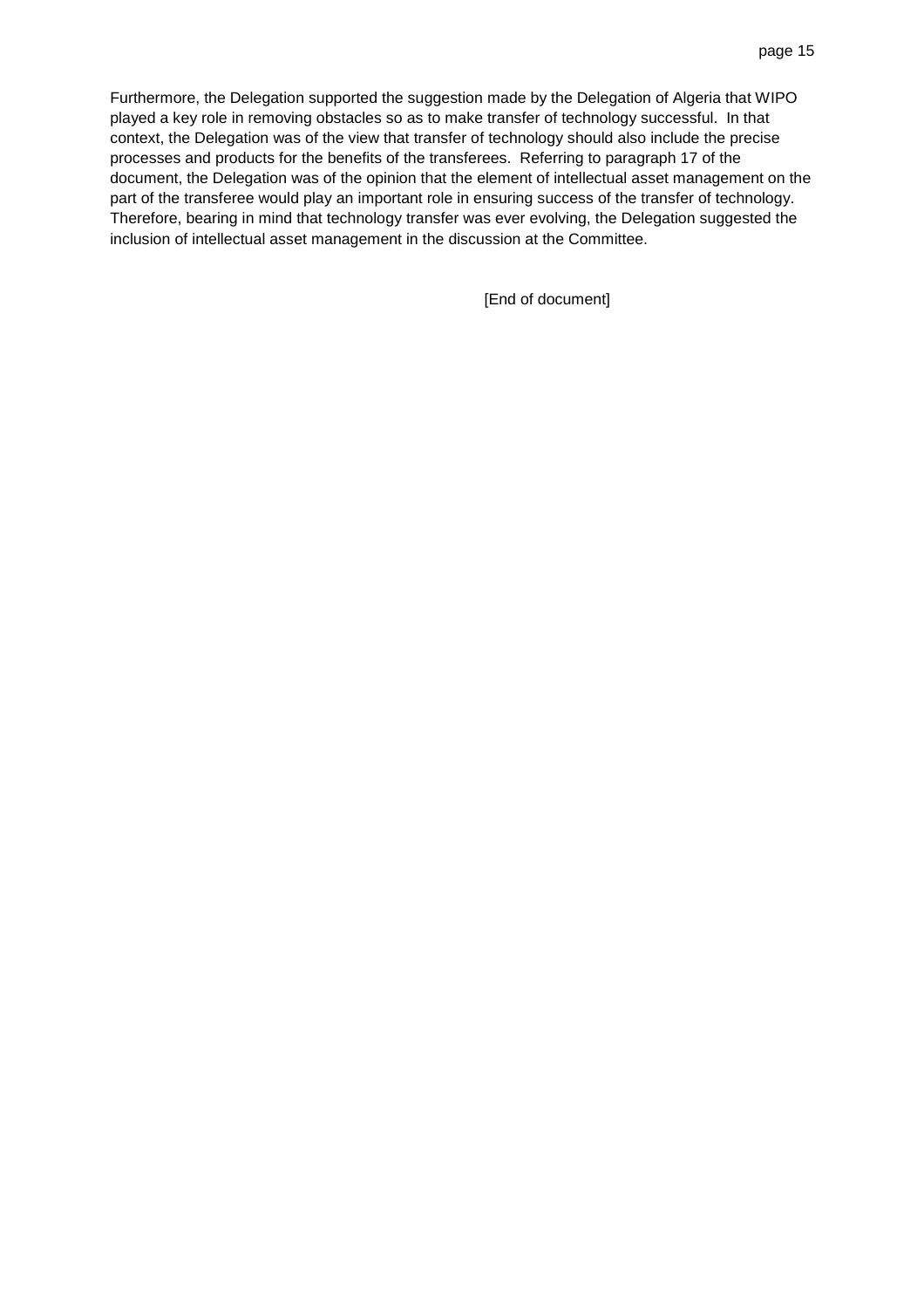Furthermore, the Delegation supported the suggestion made by the Delegation of Algeria that WIPO played a key role in removing obstacles so as to make transfer of technology successful. In that context, the Delegation was of the view that transfer of technology should also include the precise processes and products for the benefits of the transferees. Referring to paragraph 17 of the document, the Delegation was of the opinion that the element of intellectual asset management on the part of the transferee would play an important role in ensuring success of the transfer of technology. Therefore, bearing in mind that technology transfer was ever evolving, the Delegation suggested the inclusion of intellectual asset management in the discussion at the Committee.

[End of document]